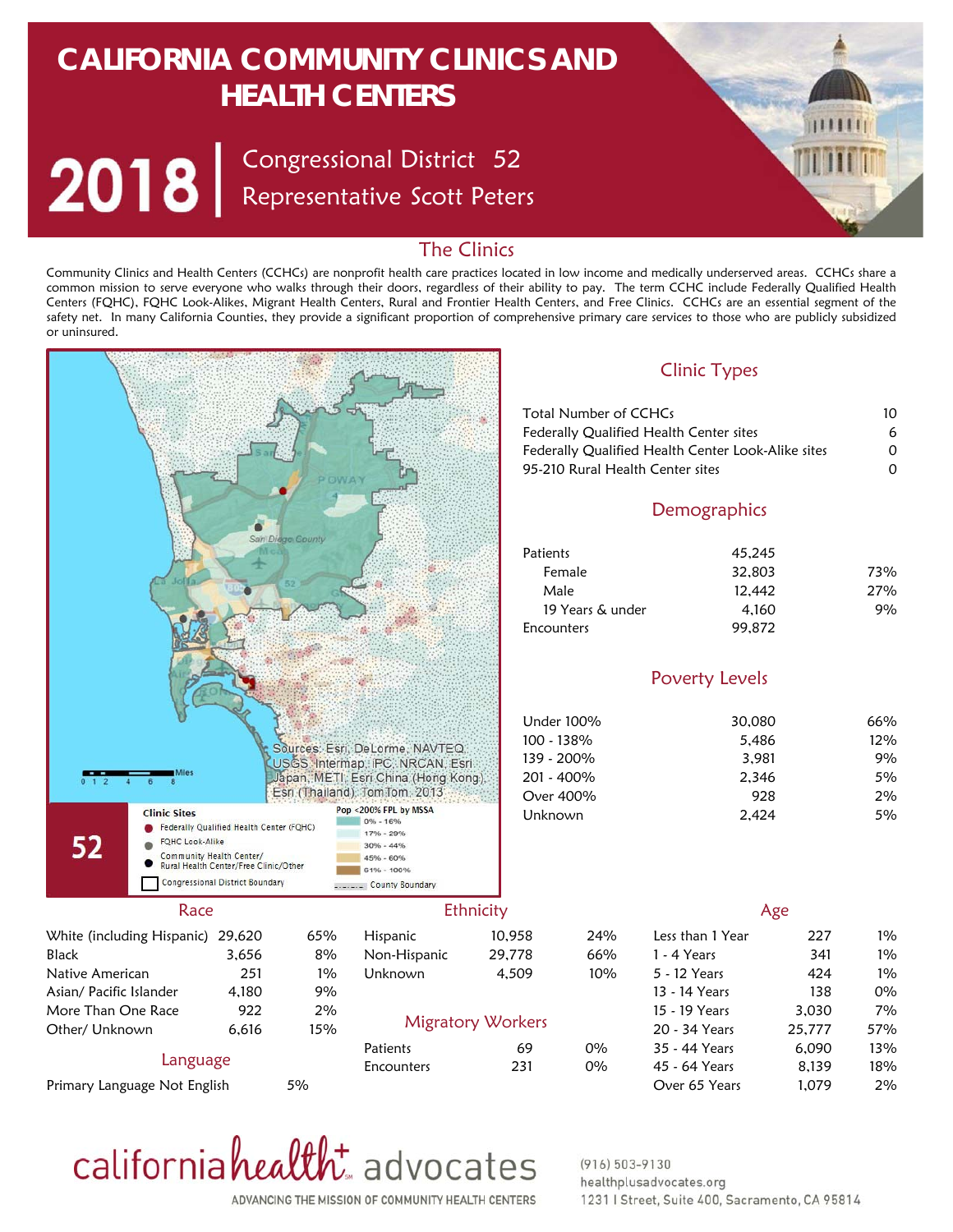# CALIFORNIA COMMUNITY CLINICS AND HEALTH CENTERS

## 2018 | Congressional District 52
## Representative Scott Peters

## The Clinics

Community Clinics and Health Centers (CCHCs) are nonprofit health care practices located in low income and medically underserved areas. CCHCs share a common mission to serve everyone who walks through their doors, regardless of their ability to pay. The term CCHC include Federally Qualified Health Centers (FQHC), FQHC Look-Alikes, Migrant Health Centers, Rural and Frontier Health Centers, and Free Clinics. CCHCs are an essential segment of the safety net. In many California Counties, they provide a significant proportion of comprehensive primary care services to those who are publicly subsidized or uninsured.

Sources: Esri, DeLorme, NAVTEQ, USGS, Intermap, IPC, NRCAN, Esri Japan, METI, Esri China (Hong Kong), Esri (Thailand), TomTom, 2013

**Clinic Sites**
- Federally Qualified Health Center (FQHC)
- FQHC Look-Alike
- Community Health Center/ Rural Health Center/Free Clinic/Other
- Congressional District Boundary

**Pop <200% FPL by MSSA**
- 0% - 16%
- 17% - 29%
- 30% - 44%
- 45% - 60%
- 61% - 100%
- County Boundary

### Clinic Types

| | |
|---|---|
| Total Number of CCHCs | 10 |
| Federally Qualified Health Center sites | 6 |
| Federally Qualified Health Center Look-Alike sites | 0 |
| 95-210 Rural Health Center sites | 0 |

### Demographics

| | | |
|---|---|---|
| Patients | 45,245 | |
| Female | 32,803 | 73% |
| Male | 12,442 | 27% |
| 19 Years & under | 4,160 | 9% |
| Encounters | 99,872 | |

### Poverty Levels

| | | |
|---|---|---|
| Under 100% | 30,080 | 66% |
| 100 - 138% | 5,486 | 12% |
| 139 - 200% | 3,981 | 9% |
| 201 - 400% | 2,346 | 5% |
| Over 400% | 928 | 2% |
| Unknown | 2,424 | 5% |

### Race

| | | |
|---|---|---|
| White (including Hispanic) | 29,620 | 65% |
| Black | 3,656 | 8% |
| Native American | 251 | 1% |
| Asian/ Pacific Islander | 4,180 | 9% |
| More Than One Race | 922 | 2% |
| Other/ Unknown | 6,616 | 15% |

### Language

| | |
|---|---|
| Primary Language Not English | 5% |

### Ethnicity

| | | |
|---|---|---|
| Hispanic | 10,958 | 24% |
| Non-Hispanic | 29,778 | 66% |
| Unknown | 4,509 | 10% |

### Migratory Workers

| | | |
|---|---|---|
| Patients | 69 | 0% |
| Encounters | 231 | 0% |

### Age

| | | |
|---|---|---|
| Less than 1 Year | 227 | 1% |
| 1 - 4 Years | 341 | 1% |
| 5 - 12 Years | 424 | 1% |
| 13 - 14 Years | 138 | 0% |
| 15 - 19 Years | 3,030 | 7% |
| 20 - 34 Years | 25,777 | 57% |
| 35 - 44 Years | 6,090 | 13% |
| 45 - 64 Years | 8,139 | 18% |
| Over 65 Years | 1,079 | 2% |

california health+ advocates
ADVANCING THE MISSION OF COMMUNITY HEALTH CENTERS

(916) 503-9130
healthplusadvocates.org
1231 I Street, Suite 400, Sacramento, CA 95814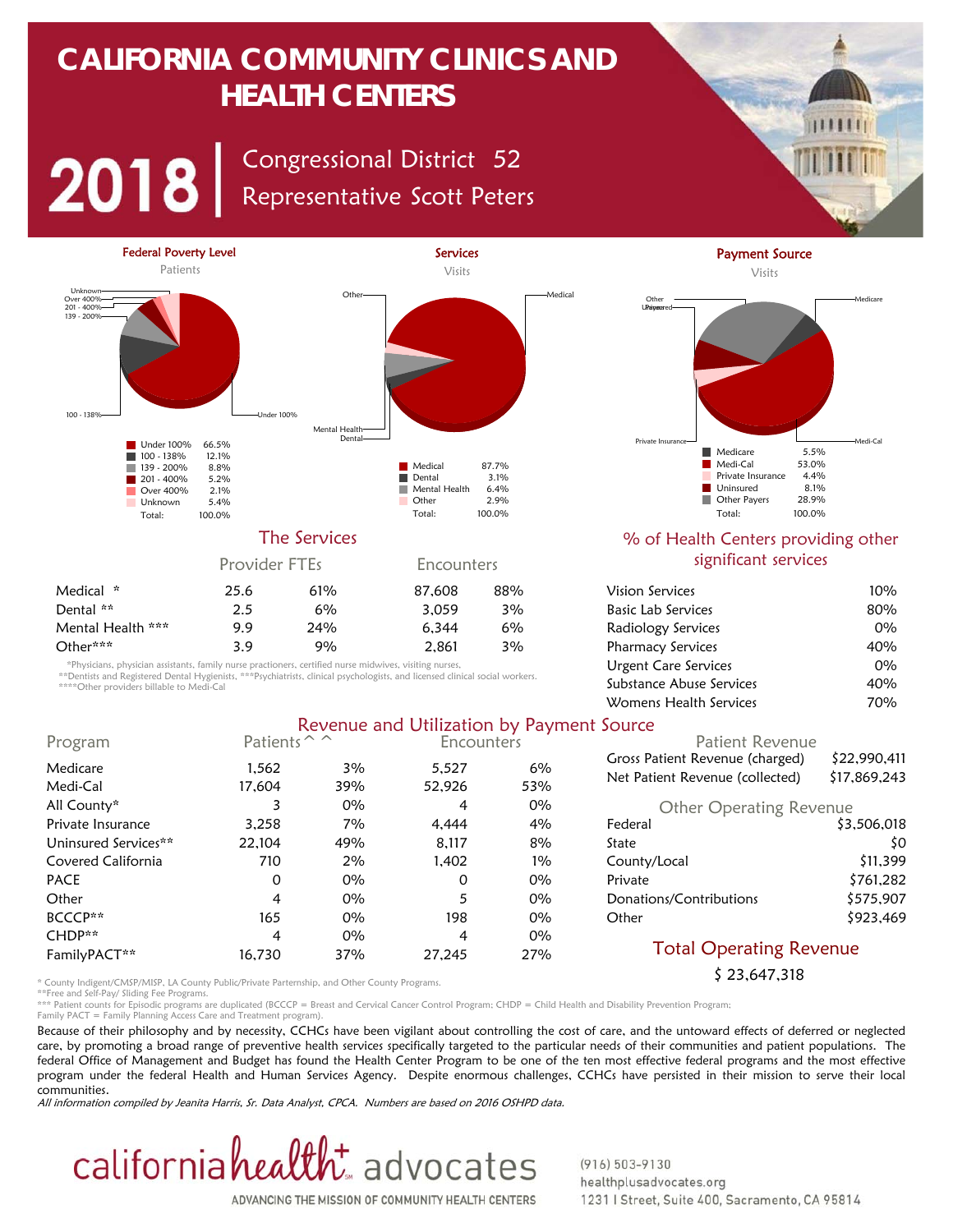# CALIFORNIA COMMUNITY CLINICS AND HEALTH CENTERS

## 2018 | Congressional District 52
## Representative Scott Peters

### Federal Poverty Level
Patients

Unknown
Over 400%
201 - 400%
139 - 200%
100 - 138%
Under 100%

Under 100% 66.5%
100 - 138% 12.1%
139 - 200% 8.8%
201 - 400% 5.2%
Over 400% 2.1%
Unknown 5.4%
Total: 100.0%

### Services
Visits

Other
Medical
Mental Health
Dental

Medical 87.7%
Dental 3.1%
Mental Health 6.4%
Other 2.9%
Total: 100.0%

### Payment Source
Visits

Other Payers
Uninsured
Medicare
Private Insurance
Medi-Cal

Medicare 5.5%
Medi-Cal 53.0%
Private Insurance 4.4%
Uninsured 8.1%
Other Payers 28.9%
Total: 100.0%

## The Services

| | Provider FTEs | | Encounters | |
|---|---|---|---|---|
| Medical * | 25.6 | 61% | 87,608 | 88% |
| Dental ** | 2.5 | 6% | 3,059 | 3% |
| Mental Health *** | 9.9 | 24% | 6,344 | 6% |
| Other*** | 3.9 | 9% | 2,861 | 3% |

*Physicians, physician assistants, family nurse practioners, certified nurse midwives, visiting nurses.
**Dentists and Registered Dental Hygienists, ***Psychiatrists, clinical psychologists, and licensed clinical social workers.
****Other providers billable to Medi-Cal

## % of Health Centers providing other significant services

| | |
|---|---|
| Vision Services | 10% |
| Basic Lab Services | 80% |
| Radiology Services | 0% |
| Pharmacy Services | 40% |
| Urgent Care Services | 0% |
| Substance Abuse Services | 40% |
| Womens Health Services | 70% |

## Revenue and Utilization by Payment Source

| Program | Patients^ ^ | | Encounters | |
|---|---|---|---|---|
| Medicare | 1,562 | 3% | 5,527 | 6% |
| Medi-Cal | 17,604 | 39% | 52,926 | 53% |
| All County* | 3 | 0% | 4 | 0% |
| Private Insurance | 3,258 | 7% | 4,444 | 4% |
| Uninsured Services** | 22,104 | 49% | 8,117 | 8% |
| Covered California | 710 | 2% | 1,402 | 1% |
| PACE | 0 | 0% | 0 | 0% |
| Other | 4 | 0% | 5 | 0% |
| BCCCP** | 165 | 0% | 198 | 0% |
| CHDP** | 4 | 0% | 4 | 0% |
| FamilyPACT** | 16,730 | 37% | 27,245 | 27% |

### Patient Revenue

| | |
|---|---|
| Gross Patient Revenue (charged) | $22,990,411 |
| Net Patient Revenue (collected) | $17,869,243 |

### Other Operating Revenue

| | |
|---|---|
| Federal | $3,506,018 |
| State | $0 |
| County/Local | $11,399 |
| Private | $761,282 |
| Donations/Contributions | $575,907 |
| Other | $923,469 |

### Total Operating Revenue
$ 23,647,318

* County Indigent/CMSP/MISP, LA County Public/Private Parternship, and Other County Programs.
**Free and Self-Pay/ Sliding Fee Programs.
*** Patient counts for Episodic programs are duplicated (BCCCP = Breast and Cervical Cancer Control Program; CHDP = Child Health and Disability Prevention Program;
Family PACT = Family Planning Access Care and Treatment program).

Because of their philosophy and by necessity, CCHCs have been vigilant about controlling the cost of care, and the untoward effects of deferred or neglected care, by promoting a broad range of preventive health services specifically targeted to the particular needs of their communities and patient populations. The federal Office of Management and Budget has found the Health Center Program to be one of the ten most effective federal programs and the most effective program under the federal Health and Human Services Agency. Despite enormous challenges, CCHCs have persisted in their mission to serve their local communities.

*All information compiled by Jeanita Harris, Sr. Data Analyst, CPCA. Numbers are based on 2016 OSHPD data.*

californiahealth+ advocates
ADVANCING THE MISSION OF COMMUNITY HEALTH CENTERS

(916) 503-9130
healthplusadvocates.org
1231 I Street, Suite 400, Sacramento, CA 95814